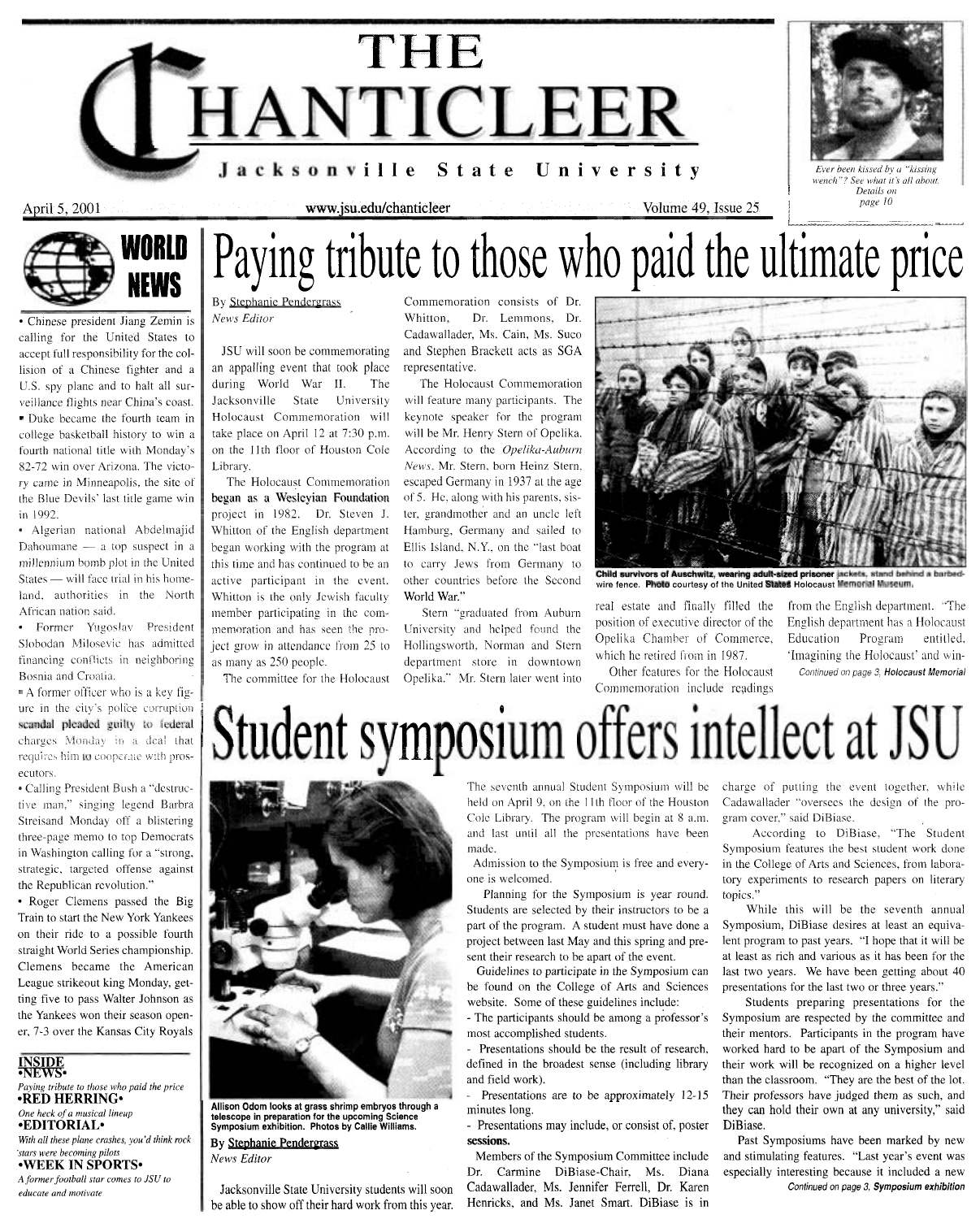# THE CHANTICLEER

Jacksonville State University

April 5, 2001 — www.jsu.edu/chanticleer — Volume 49, Issue 25

*Ever been kissed by a "kissing wench"? See what it's all about. Details on page 10*

## WORLD NEWS

• Chinese president Jiang Zemin is calling for the United States to accept full responsibility for the collision of a Chinese fighter and a U.S. spy plane and to halt all surveillance flights near China's coast.

• Duke became the fourth team in college basketball history to win a fourth national title with Monday's 82-72 win over Arizona. The victory came in Minneapolis, the site of the Blue Devils' last title game win in 1992.

• Algerian national Abdelmajid Dahoumane — a top suspect in a millennium bomb plot in the United States — will face trial in his homeland, authorities in the North African nation said.

• Former Yugoslav President Slobodan Milosevic has admitted financing conflicts in neighboring Bosnia and Croatia.

• A former officer who is a key figure in the city's police corruption scandal pleaded guilty to federal charges Monday in a deal that requires him to cooperate with prosecutors.

• Calling President Bush a "destructive man," singing legend Barbra Streisand Monday off a blistering three-page memo to top Democrats in Washington calling for a "strong, strategic, targeted offense against the Republican revolution."

• Roger Clemens passed the Big Train to start the New York Yankees on their ride to a possible fourth straight World Series championship. Clemens became the American League strikeout king Monday, getting five to pass Walter Johnson as the Yankees won their season opener, 7-3 over the Kansas City Royals

## INSIDE

**•NEWS•**
*Paying tribute to those who paid the price*

**•RED HERRING•**
*One heck of a musical lineup*

**•EDITORIAL•**
*With all these plane crashes, you'd think rock stars were becoming pilots*

**•WEEK IN SPORTS•**
*A former football star comes to JSU to educate and motivate*

# Paying tribute to those who paid the ultimate price

By Stephanie Pendergrass
*News Editor*

JSU will soon be commemorating an appalling event that took place during World War II. The Jacksonville State University Holocaust Commemoration will take place on April 12 at 7:30 p.m. on the 11th floor of Houston Cole Library.

The Holocaust Commemoration **began as a Wesleyian Foundation** project in 1982. Dr. Steven J. Whitton of the English department began working with the program at this time and has continued to be an active participant in the event. Whitton is the only Jewish faculty member participating in the commemoration and has seen the project grow in attendance from 25 to as many as 250 people.

The committee for the Holocaust Commemoration consists of Dr. Whitton, Dr. Lemmons, Dr. Cadawallader, Ms. Cain, Ms. Suco and Stephen Brackett acts as SGA representative.

The Holocaust Commemoration will feature many participants. The keynote speaker for the program will be Mr. Henry Stern of Opelika. According to the *Opelika-Auburn News*, Mr. Stern, born Heinz Stern, escaped Germany in 1937 at the age of 5. He, along with his parents, sister, grandmother and an uncle left Hamburg, Germany and sailed to Ellis Island, N.Y., on the "last boat to carry Jews from Germany to other countries before the Second World War."

Stern "graduated from Auburn University and helped found the Hollingsworth, Norman and Stern department store in downtown Opelika." Mr. Stern later went into real estate and finally filled the position of executive director of the Opelika Chamber of Commerce, which he retired from in 1987.

Child survivors of Auschwitz, wearing adult-sized prisoner jackets, stand behind a barbed-wire fence. Photo courtesy of the United States Holocaust Memorial Museum.

Other features for the Holocaust Commemoration include readings from the English department. "The English department has a Holocaust Education Program entitled, 'Imagining the Holocaust' and win-

*Continued on page 3, Holocaust Memorial*

# Student symposium offers intellect at JSU

Allison Odom looks at grass shrimp embryos through a telescope in preparation for the upcoming Science Symposium exhibition. Photos by Callie Williams.

By Stephanie Pendergrass
*News Editor*

Jacksonville State University students will soon be able to show off their hard work from this year. The seventh annual Student Symposium will be held on April 9, on the 11th floor of the Houston Cole Library. The program will begin at 8 a.m. and last until all the presentations have been made.

Admission to the Symposium is free and everyone is welcomed.

Planning for the Symposium is year round. Students are selected by their instructors to be a part of the program. A student must have done a project between last May and this spring and present their research to be apart of the event.

Guidelines to participate in the Symposium can be found on the College of Arts and Sciences website. Some of these guidelines include:

- The participants should be among a professor's most accomplished students.
- Presentations should be the result of research, defined in the broadest sense (including library and field work).
- Presentations are to be approximately 12-15 minutes long.
- Presentations may include, or consist of, poster sessions.

Members of the Symposium Committee include Dr. Carmine DiBiase-Chair, Ms. Diana Cadawallader, Ms. Jennifer Ferrell, Dr. Karen Henricks, and Ms. Janet Smart. DiBiase is in charge of putting the event together, while Cadawallader "oversees the design of the program cover," said DiBiase.

According to DiBiase, "The Student Symposium features the best student work done in the College of Arts and Sciences, from laboratory experiments to research papers on literary topics."

While this will be the seventh annual Symposium, DiBiase desires at least an equivalent program to past years. "I hope that it will be at least as rich and various as it has been for the last two years. We have been getting about 40 presentations for the last two or three years."

Students preparing presentations for the Symposium are respected by the committee and their mentors. Participants in the program have worked hard to be apart of the Symposium and their work will be recognized on a higher level than the classroom. "They are the best of the lot. Their professors have judged them as such, and they can hold their own at any university," said DiBiase.

Past Symposiums have been marked by new and stimulating features. "Last year's event was especially interesting because it included a new

*Continued on page 3, Symposium exhibition*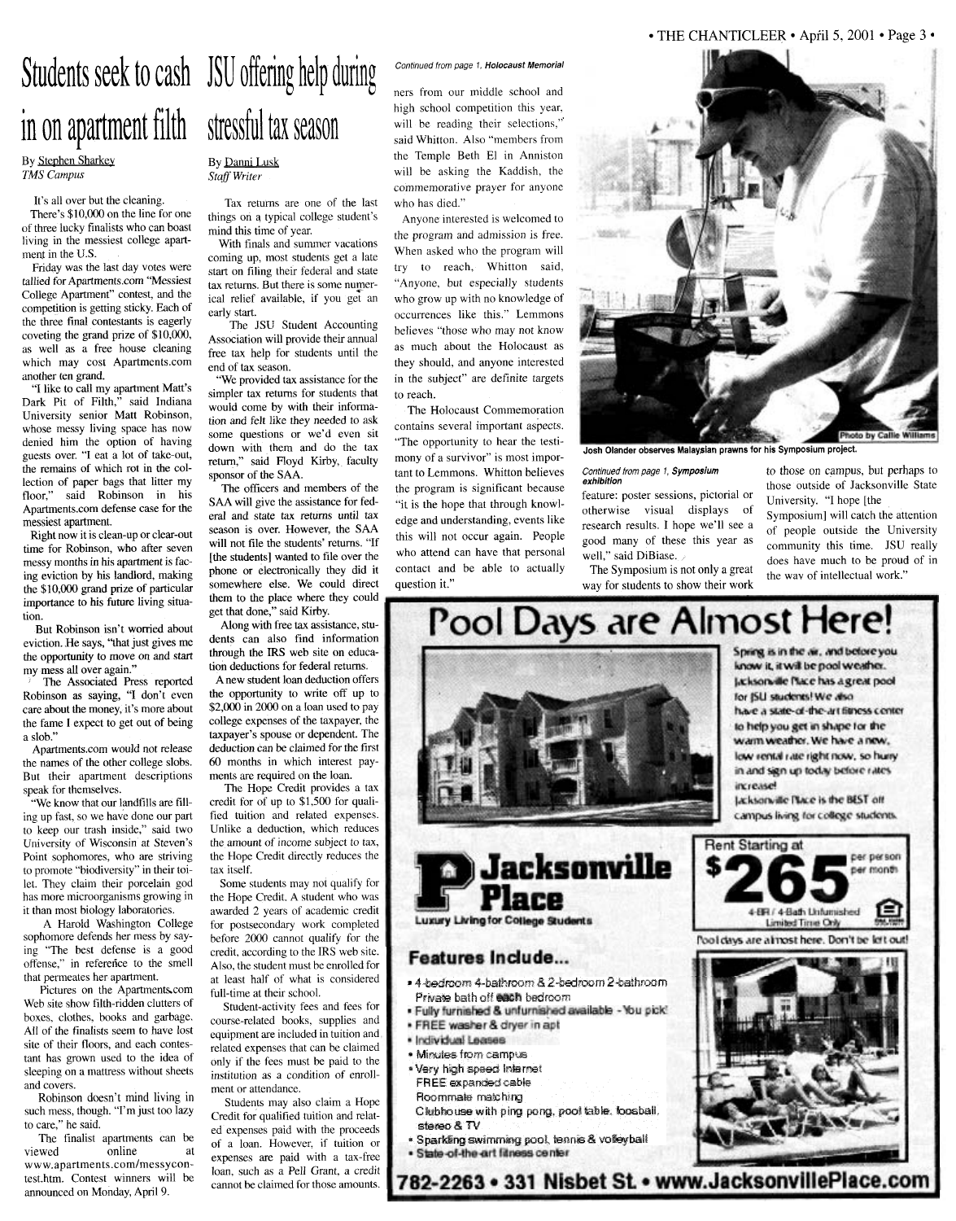# Students seek to cash in on apartment filth

By Stephen Sharkey
*TMS Campus*

It's all over but the cleaning.

There's $10,000 on the line for one of three lucky finalists who can boast living in the messiest college apartment in the U.S.

Friday was the last day votes were tallied for Apartments.com "Messiest College Apartment" contest, and the competition is getting sticky. Each of the three final contestants is eagerly coveting the grand prize of $10,000, as well as a free house cleaning which may cost Apartments.com another ten grand.

"I like to call my apartment Matt's Dark Pit of Filth," said Indiana University senior Matt Robinson, whose messy living space has now denied him the option of having guests over. "I eat a lot of take-out, the remains of which rot in the collection of paper bags that litter my floor," said Robinson in his Apartments.com defense case for the messiest apartment.

Right now it is clean-up or clear-out time for Robinson, who after seven messy months in his apartment is facing eviction by his landlord, making the $10,000 grand prize of particular importance to his future living situation.

But Robinson isn't worried about eviction. He says, "that just gives me the opportunity to move on and start my mess all over again."

The Associated Press reported Robinson as saying, "I don't even care about the money, it's more about the fame I expect to get out of being a slob."

Apartments.com would not release the names of the other college slobs. But their apartment descriptions speak for themselves.

"We know that our landfills are filling up fast, so we have done our part to keep our trash inside," said two University of Wisconsin at Steven's Point sophomores, who are striving to promote "biodiversity" in their toilet. They claim their porcelain god has more microorganisms growing in it than most biology laboratories.

A Harold Washington College sophomore defends her mess by saying "The best defense is a good offense," in reference to the smell that permeates her apartment.

Pictures on the Apartments.com Web site show filth-ridden clutters of boxes, clothes, books and garbage. All of the finalists seem to have lost site of their floors, and each contestant has grown used to the idea of sleeping on a mattress without sheets and covers.

Robinson doesn't mind living in such mess, though. "I'm just too lazy to care," he said.

The finalist apartments can be viewed online at www.apartments.com/messycontest.htm. Contest winners will be announced on Monday, April 9.

# JSU offering help during stressful tax season

By Danni Lusk
*Staff Writer*

Tax returns are one of the last things on a typical college student's mind this time of year.

With finals and summer vacations coming up, most students get a late start on filing their federal and state tax returns. But there is some numerical relief available, if you get an early start.

The JSU Student Accounting Association will provide their annual free tax help for students until the end of tax season.

"We provided tax assistance for the simpler tax returns for students that would come by with their information and felt like they needed to ask some questions or we'd even sit down with them and do the tax return," said Floyd Kirby, faculty sponsor of the SAA.

The officers and members of the SAA will give the assistance for federal and state tax returns until tax season is over. However, the SAA will not file the students' returns. "If [the students] wanted to file over the phone or electronically they did it somewhere else. We could direct them to the place where they could get that done," said Kirby.

Along with free tax assistance, students can also find information through the IRS web site on education deductions for federal returns.

A new student loan deduction offers the opportunity to write off up to $2,000 in 2000 on a loan used to pay college expenses of the taxpayer, the taxpayer's spouse or dependent. The deduction can be claimed for the first 60 months in which interest payments are required on the loan.

The Hope Credit provides a tax credit for of up to $1,500 for qualified tuition and related expenses. Unlike a deduction, which reduces the amount of income subject to tax, the Hope Credit directly reduces the tax itself.

Some students may not qualify for the Hope Credit. A student who was awarded 2 years of academic credit for postsecondary work completed before 2000 cannot qualify for the credit, according to the IRS web site. Also, the student must be enrolled for at least half of what is considered full-time at their school.

Student-activity fees and fees for course-related books, supplies and equipment are included in tuition and related expenses that can be claimed only if the fees must be paid to the institution as a condition of enrollment or attendance.

Students may also claim a Hope Credit for qualified tuition and related expenses paid with the proceeds of a loan. However, if tuition or expenses are paid with a tax-free loan, such as a Pell Grant, a credit cannot be claimed for those amounts.

*Continued from page 1,* **Holocaust Memorial**

ners from our middle school and high school competition this year, will be reading their selections," said Whitton. Also "members from the Temple Beth El in Anniston will be asking the Kaddish, the commemorative prayer for anyone who has died."

Anyone interested is welcomed to the program and admission is free. When asked who the program will try to reach, Whitton said, "Anyone, but especially students who grow up with no knowledge of occurrences like this." Lemmons believes "those who may not know as much about the Holocaust as they should, and anyone interested in the subject" are definite targets to reach.

The Holocaust Commemoration contains several important aspects. "The opportunity to hear the testimony of a survivor" is most important to Lemmons. Whitton believes the program is significant because "it is the hope that through knowledge and understanding, events like this will not occur again. People who attend can have that personal contact and be able to actually question it."

Photo by Callie Williams

**Josh Olander observes Malaysian prawns for his Symposium project.**

*Continued from page 1,* **Symposium exhibition**

feature: poster sessions, pictorial or otherwise visual displays of research results. I hope we'll see a good many of these this year as well," said DiBiase.

The Symposium is not only a great way for students to show their work to those on campus, but perhaps to those outside of Jacksonville State University. "I hope [the Symposium] will catch the attention of people outside the University community this time. JSU really does have much to be proud of in the way of intellectual work."

# Pool Days are Almost Here!

Spring is in the air, and before you know it, it will be pool weather. Jacksonville Place has a great pool for JSU students! We also have a state-of-the-art fitness center to help you get in shape for the warm weather. We have a new, low rental rate right now, so hurry in and sign up today before rates increase!

Jacksonville Place is the BEST off campus living for college students.

**Jacksonville Place**
Luxury Living for College Students

Rent Starting at **$265** per person per month
4-BR / 4-Bath Unfurnished
Limited Time Only

Pool days are almost here. Don't be left out!

**Features Include...**

- 4-bedroom 4-bathroom & 2-bedroom 2-bathroom Private bath off each bedroom
- Fully furnished & unfurnished available - You pick!
- FREE washer & dryer in apt
- Individual Leases
- Minutes from campus
- Very high speed Internet
  FREE expanded cable
  Roommate matching
  Clubhouse with ping pong, pool table, foosball, stereo & TV
- Sparkling swimming pool, tennis & volleyball
- State-of-the-art fitness center

**782-2263 • 331 Nisbet St. • www.JacksonvillePlace.com**